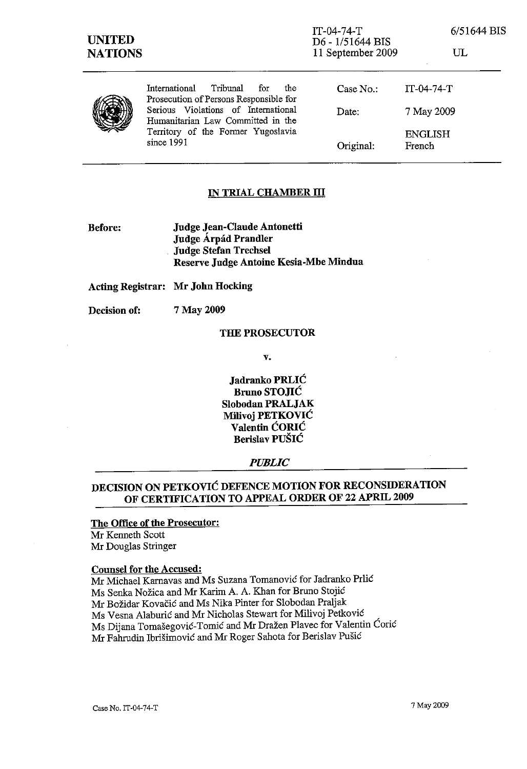**UNITED NATIONS**

IT-04-74-T
D6 - 1/51644 BIS
11 September 2009

6/51644 BIS

UL

International Tribunal for the Prosecution of Persons Responsible for Serious Violations of International Humanitarian Law Committed in the Territory of the Former Yugoslavia since 1991

| | |
|---|---|
| Case No.: | IT-04-74-T |
| Date: | 7 May 2009 |
| Original: | ENGLISH French |

**IN TRIAL CHAMBER III**

**Before:** **Judge Jean-Claude Antonetti**
**Judge Árpád Prandler**
**Judge Stefan Trechsel**
**Reserve Judge Antoine Kesia-Mbe Mindua**

**Acting Registrar:** **Mr John Hocking**

**Decision of:** **7 May 2009**

**THE PROSECUTOR**

**v.**

**Jadranko PRLIĆ**
**Bruno STOJIĆ**
**Slobodan PRALJAK**
**Milivoj PETKOVIĆ**
**Valentin ĆORIĆ**
**Berislav PUŠIĆ**

***PUBLIC***

**DECISION ON PETKOVIĆ DEFENCE MOTION FOR RECONSIDERATION OF CERTIFICATION TO APPEAL ORDER OF 22 APRIL 2009**

**The Office of the Prosecutor:**
Mr Kenneth Scott
Mr Douglas Stringer

**Counsel for the Accused:**
Mr Michael Karnavas and Ms Suzana Tomanović for Jadranko Prlić
Ms Senka Nožica and Mr Karim A. A. Khan for Bruno Stojić
Mr Božidar Kovačić and Ms Nika Pinter for Slobodan Praljak
Ms Vesna Alaburić and Mr Nicholas Stewart for Milivoj Petković
Ms Dijana Tomašegović-Tomić and Mr Dražen Plavec for Valentin Ćorić
Mr Fahrudin Ibrišimović and Mr Roger Sahota for Berislav Pušić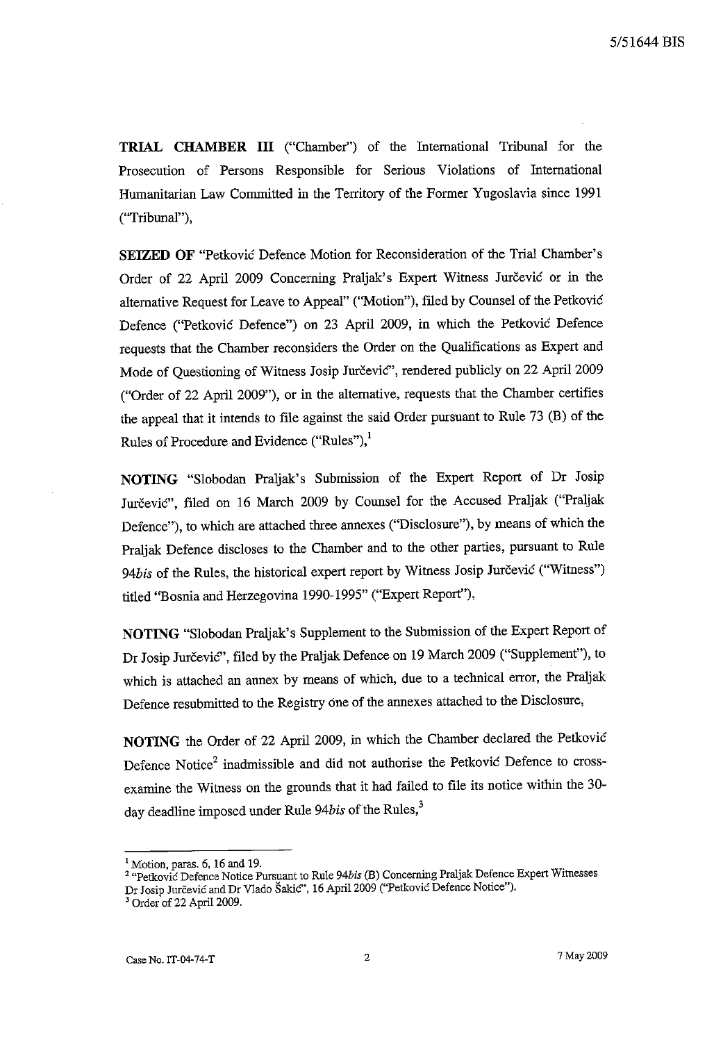**TRIAL CHAMBER III** ("Chamber") of the International Tribunal for the Prosecution of Persons Responsible for Serious Violations of International Humanitarian Law Committed in the Territory of the Former Yugoslavia since 1991 ("Tribunal"),

**SEIZED OF** "Petković Defence Motion for Reconsideration of the Trial Chamber's Order of 22 April 2009 Concerning Praljak's Expert Witness Jurčević or in the alternative Request for Leave to Appeal" ("Motion"), filed by Counsel of the Petković Defence ("Petković Defence") on 23 April 2009, in which the Petković Defence requests that the Chamber reconsiders the Order on the Qualifications as Expert and Mode of Questioning of Witness Josip Jurčević", rendered publicly on 22 April 2009 ("Order of 22 April 2009"), or in the alternative, requests that the Chamber certifies the appeal that it intends to file against the said Order pursuant to Rule 73 (B) of the Rules of Procedure and Evidence ("Rules"),[1]

**NOTING** "Slobodan Praljak's Submission of the Expert Report of Dr Josip Jurčević", filed on 16 March 2009 by Counsel for the Accused Praljak ("Praljak Defence"), to which are attached three annexes ("Disclosure"), by means of which the Praljak Defence discloses to the Chamber and to the other parties, pursuant to Rule *94bis* of the Rules, the historical expert report by Witness Josip Jurčević ("Witness") titled "Bosnia and Herzegovina 1990-1995" ("Expert Report"),

**NOTING** "Slobodan Praljak's Supplement to the Submission of the Expert Report of Dr Josip Jurčević", filed by the Praljak Defence on 19 March 2009 ("Supplement"), to which is attached an annex by means of which, due to a technical error, the Praljak Defence resubmitted to the Registry one of the annexes attached to the Disclosure,

**NOTING** the Order of 22 April 2009, in which the Chamber declared the Petković Defence Notice[2] inadmissible and did not authorise the Petković Defence to cross-examine the Witness on the grounds that it had failed to file its notice within the 30-day deadline imposed under Rule *94bis* of the Rules,[3]

---

[1] Motion, paras. 6, 16 and 19.

[2] "Petković Defence Notice Pursuant to Rule *94bis* (B) Concerning Praljak Defence Expert Witnesses Dr Josip Jurčević and Dr Vlado Šakić", 16 April 2009 ("Petković Defence Notice").

[3] Order of 22 April 2009.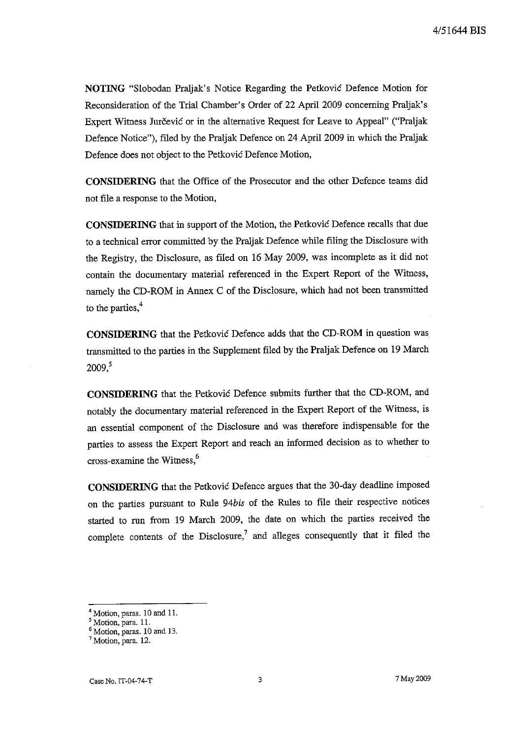**NOTING** "Slobodan Praljak's Notice Regarding the Petković Defence Motion for Reconsideration of the Trial Chamber's Order of 22 April 2009 concerning Praljak's Expert Witness Jurčević or in the alternative Request for Leave to Appeal" ("Praljak Defence Notice"), filed by the Praljak Defence on 24 April 2009 in which the Praljak Defence does not object to the Petković Defence Motion,

**CONSIDERING** that the Office of the Prosecutor and the other Defence teams did not file a response to the Motion,

**CONSIDERING** that in support of the Motion, the Petković Defence recalls that due to a technical error committed by the Praljak Defence while filing the Disclosure with the Registry, the Disclosure, as filed on 16 May 2009, was incomplete as it did not contain the documentary material referenced in the Expert Report of the Witness, namely the CD-ROM in Annex C of the Disclosure, which had not been transmitted to the parties,[4]

**CONSIDERING** that the Petković Defence adds that the CD-ROM in question was transmitted to the parties in the Supplement filed by the Praljak Defence on 19 March 2009,[5]

**CONSIDERING** that the Petković Defence submits further that the CD-ROM, and notably the documentary material referenced in the Expert Report of the Witness, is an essential component of the Disclosure and was therefore indispensable for the parties to assess the Expert Report and reach an informed decision as to whether to cross-examine the Witness,[6]

**CONSIDERING** that the Petković Defence argues that the 30-day deadline imposed on the parties pursuant to Rule 94*bis* of the Rules to file their respective notices started to run from 19 March 2009, the date on which the parties received the complete contents of the Disclosure,[7] and alleges consequently that it filed the

---

[4] Motion, paras. 10 and 11.

[5] Motion, para. 11.

[6] Motion, paras. 10 and 13.

[7] Motion, para. 12.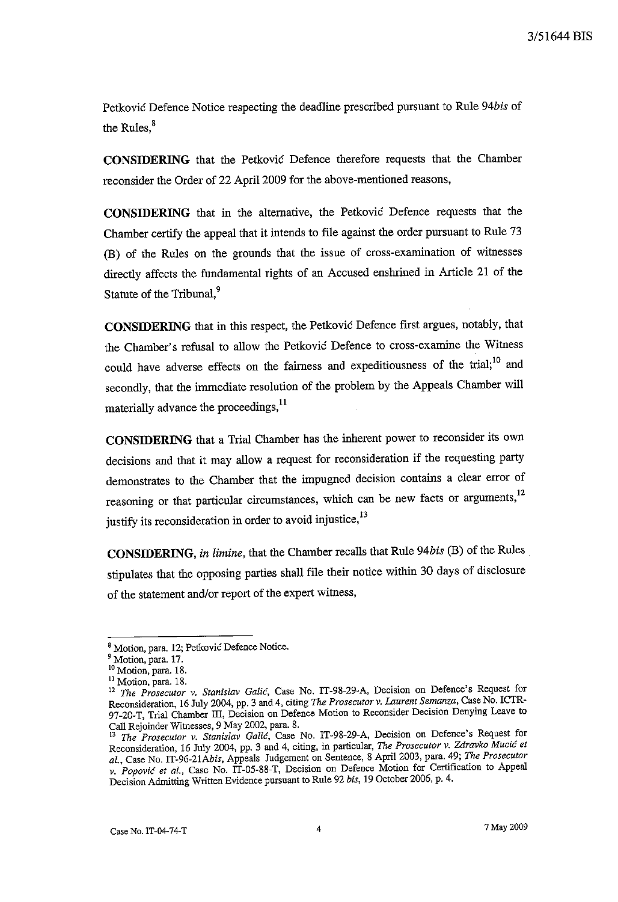Petković Defence Notice respecting the deadline prescribed pursuant to Rule 94*bis* of the Rules,[8]

**CONSIDERING** that the Petković Defence therefore requests that the Chamber reconsider the Order of 22 April 2009 for the above-mentioned reasons,

**CONSIDERING** that in the alternative, the Petković Defence requests that the Chamber certify the appeal that it intends to file against the order pursuant to Rule 73 (B) of the Rules on the grounds that the issue of cross-examination of witnesses directly affects the fundamental rights of an Accused enshrined in Article 21 of the Statute of the Tribunal,[9]

**CONSIDERING** that in this respect, the Petković Defence first argues, notably, that the Chamber's refusal to allow the Petković Defence to cross-examine the Witness could have adverse effects on the fairness and expeditiousness of the trial;[10] and secondly, that the immediate resolution of the problem by the Appeals Chamber will materially advance the proceedings,[11]

**CONSIDERING** that a Trial Chamber has the inherent power to reconsider its own decisions and that it may allow a request for reconsideration if the requesting party demonstrates to the Chamber that the impugned decision contains a clear error of reasoning or that particular circumstances, which can be new facts or arguments,[12] justify its reconsideration in order to avoid injustice,[13]

**CONSIDERING,** *in limine*, that the Chamber recalls that Rule 94*bis* (B) of the Rules stipulates that the opposing parties shall file their notice within 30 days of disclosure of the statement and/or report of the expert witness,

---

[8] Motion, para. 12; Petković Defence Notice.

[9] Motion, para. 17.

[10] Motion, para. 18.

[11] Motion, para. 18.

[12] *The Prosecutor v. Stanislav Galić*, Case No. IT-98-29-A, Decision on Defence's Request for Reconsideration, 16 July 2004, pp. 3 and 4, citing *The Prosecutor v. Laurent Semanza*, Case No. ICTR-97-20-T, Trial Chamber III, Decision on Defence Motion to Reconsider Decision Denying Leave to Call Rejoinder Witnesses, 9 May 2002, para. 8.

[13] *The Prosecutor v. Stanislav Galić*, Case No. IT-98-29-A, Decision on Defence's Request for Reconsideration, 16 July 2004, pp. 3 and 4, citing, in particular, *The Prosecutor v. Zdravko Mucić et al.*, Case No. IT-96-21A*bis*, Appeals Judgement on Sentence, 8 April 2003, para. 49; *The Prosecutor v. Popović et al.*, Case No. IT-05-88-T, Decision on Defence Motion for Certification to Appeal Decision Admitting Written Evidence pursuant to Rule 92 *bis*, 19 October 2006, p. 4.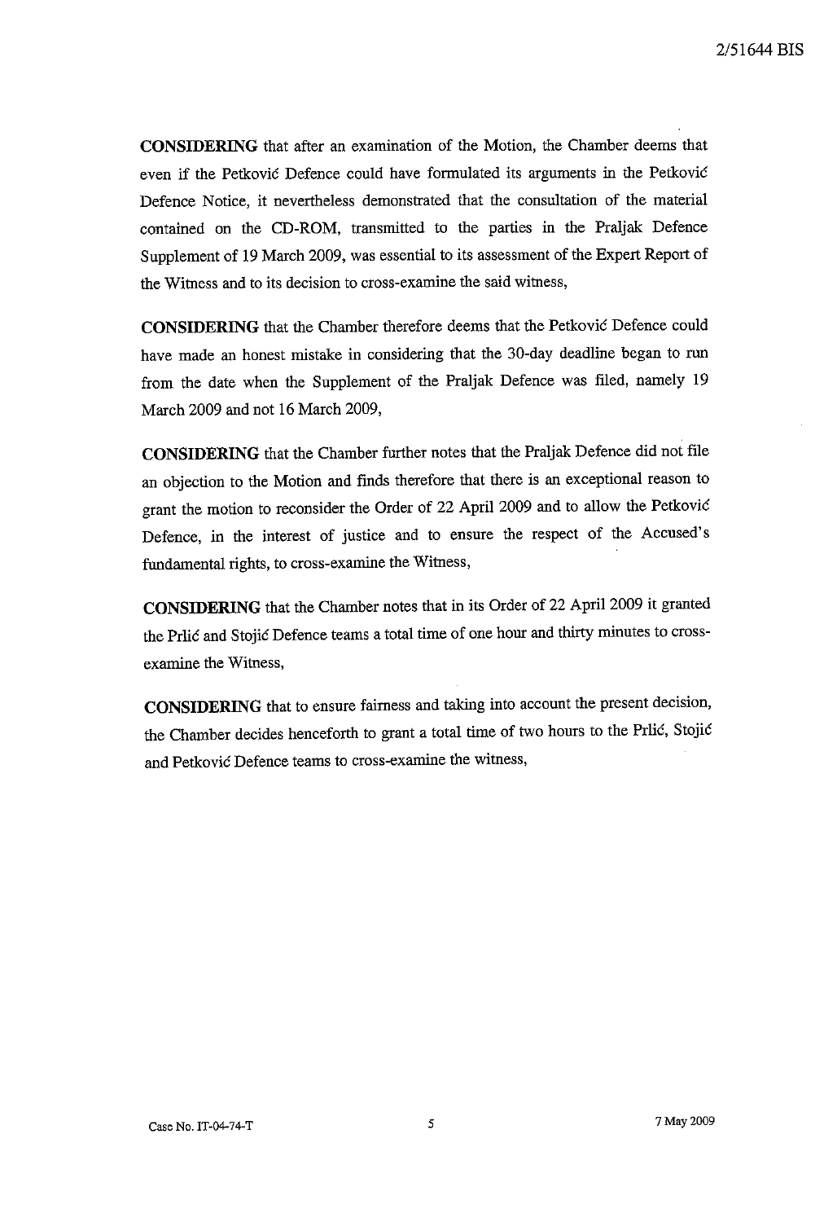**CONSIDERING** that after an examination of the Motion, the Chamber deems that even if the Petković Defence could have formulated its arguments in the Petković Defence Notice, it nevertheless demonstrated that the consultation of the material contained on the CD-ROM, transmitted to the parties in the Praljak Defence Supplement of 19 March 2009, was essential to its assessment of the Expert Report of the Witness and to its decision to cross-examine the said witness,

**CONSIDERING** that the Chamber therefore deems that the Petković Defence could have made an honest mistake in considering that the 30-day deadline began to run from the date when the Supplement of the Praljak Defence was filed, namely 19 March 2009 and not 16 March 2009,

**CONSIDERING** that the Chamber further notes that the Praljak Defence did not file an objection to the Motion and finds therefore that there is an exceptional reason to grant the motion to reconsider the Order of 22 April 2009 and to allow the Petković Defence, in the interest of justice and to ensure the respect of the Accused's fundamental rights, to cross-examine the Witness,

**CONSIDERING** that the Chamber notes that in its Order of 22 April 2009 it granted the Prlić and Stojić Defence teams a total time of one hour and thirty minutes to cross-examine the Witness,

**CONSIDERING** that to ensure fairness and taking into account the present decision, the Chamber decides henceforth to grant a total time of two hours to the Prlić, Stojić and Petković Defence teams to cross-examine the witness,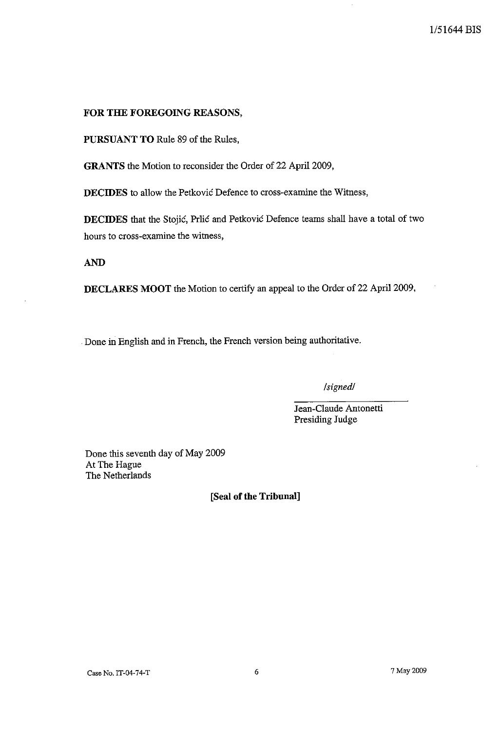**FOR THE FOREGOING REASONS,**

**PURSUANT TO** Rule 89 of the Rules,

**GRANTS** the Motion to reconsider the Order of 22 April 2009,

**DECIDES** to allow the Petković Defence to cross-examine the Witness,

**DECIDES** that the Stojić, Prlić and Petković Defence teams shall have a total of two hours to cross-examine the witness,

**AND**

**DECLARES MOOT** the Motion to certify an appeal to the Order of 22 April 2009,

Done in English and in French, the French version being authoritative.

*/signed/*

Jean-Claude Antonetti
Presiding Judge

Done this seventh day of May 2009
At The Hague
The Netherlands

**[Seal of the Tribunal]**